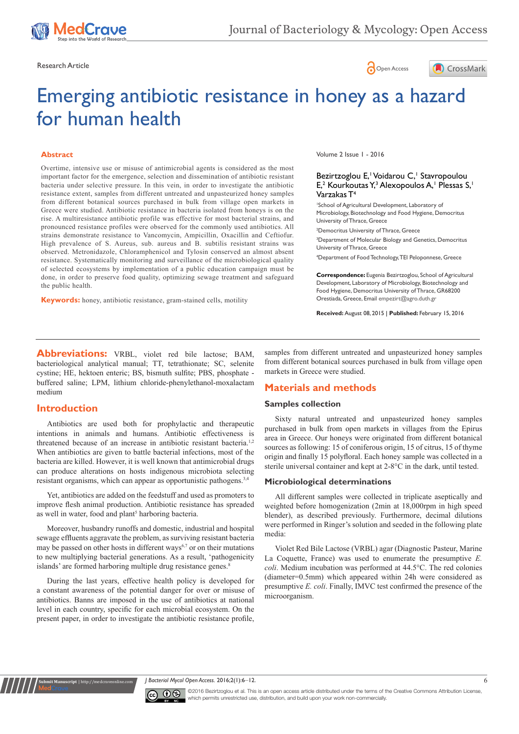Research Article

Open Access

# Emerging antibiotic resistance in honey as a hazard for human health

## Abstract

Overtime, intensive use or misuse of antimicrobial agents is considered as the most important factor for the emergence, selection and dissemination of antibiotic resistant bacteria under selective pressure. In this vein, in order to investigate the antibiotic resistance extent, samples from different untreated and unpasteurized honey samples from different botanical sources purchased in bulk from village open markets in Greece were studied. Antibiotic resistance in bacteria isolated from honeys is on the rise. A multiresistance antibiotic profile was effective for most bacterial strains, and pronounced resistance profiles were observed for the commonly used antibiotics. All strains demonstrate resistance to Vancomycin, Ampicillin, Oxacillin and Ceftiofur. High prevalence of S. Aureus, sub. aureus and B. subtilis resistant strains was observed. Metronidazole, Chloramphenicol and Tylosin conserved an almost absent resistance. Systematically monitoring and surveillance of the microbiological quality of selected ecosystems by implementation of a public education campaign must be done, in order to preserve food quality, optimizing sewage treatment and safeguard the public health.

**Keywords:** honey, antibiotic resistance, gram-stained cells, motility

Volume 2 Issue 1 - 2016

Bezirtzoglou E,[1] Voidarou C,[1] Stavropoulou E,[2] Kourkoutas Y,[3] Alexopoulos A,[1] Plessas S,[1] Varzakas T[4]

[1]School of Agricultural Development, Laboratory of Microbiology, Biotechnology and Food Hygiene, Democritus University of Thrace, Greece

[2]Democritus University of Thrace, Greece

[3]Department of Molecular Biology and Genetics, Democritus University of Thrace, Greece

[4]Department of Food Technology, TEI Peloponnese, Greece

**Correspondence:** Eugenia Bezirtzoglou, School of Agricultural Development, Laboratory of Microbiology, Biotechnology and Food Hygiene, Democritus University of Thrace, GR68200 Orestiada, Greece, Email empezirt@agro.duth.gr

**Received:** August 08, 2015 | **Published:** February 15, 2016

**Abbreviations:** VRBL, violet red bile lactose; BAM, bacteriological analytical manual; TT, tetrathionate; SC, selenite cystine; HE, hektoen enteric; BS, bismuth sulfite; PBS, phosphate - buffered saline; LPM, lithium chloride-phenylethanol-moxalactam medium

## Introduction

Antibiotics are used both for prophylactic and therapeutic intentions in animals and humans. Antibiotic effectiveness is threatened because of an increase in antibiotic resistant bacteria.[1,2] When antibiotics are given to battle bacterial infections, most of the bacteria are killed. However, it is well known that antimicrobial drugs can produce alterations on hosts indigenous microbiota selecting resistant organisms, which can appear as opportunistic pathogens.[3,4]

Yet, antibiotics are added on the feedstuff and used as promoters to improve flesh animal production. Antibiotic resistance has spreaded as well in water, food and plant[5] harboring bacteria.

Moreover, husbandry runoffs and domestic, industrial and hospital sewage effluents aggravate the problem, as surviving resistant bacteria may be passed on other hosts in different ways[6,7] or on their mutations to new multiplying bacterial generations. As a result, 'pathogenicity islands' are formed harboring multiple drug resistance genes.[8]

During the last years, effective health policy is developed for a constant awareness of the potential danger for over or misuse of antibiotics. Banns are imposed in the use of antibiotics at national level in each country, specific for each microbial ecosystem. On the present paper, in order to investigate the antibiotic resistance profile, samples from different untreated and unpasteurized honey samples from different botanical sources purchased in bulk from village open markets in Greece were studied.

## Materials and methods

### Samples collection

Sixty natural untreated and unpasteurized honey samples purchased in bulk from open markets in villages from the Epirus area in Greece. Our honeys were originated from different botanical sources as following: 15 of coniferous origin, 15 of citrus, 15 of thyme origin and finally 15 polyfloral. Each honey sample was collected in a sterile universal container and kept at 2-8°C in the dark, until tested.

### Microbiological determinations

All different samples were collected in triplicate aseptically and weighted before homogenization (2min at 18,000rpm in high speed blender), as described previously. Furthermore, decimal dilutions were performed in Ringer's solution and seeded in the following plate media:

Violet Red Bile Lactose (VRBL) agar (Diagnostic Pasteur, Marine La Coquette, France) was used to enumerate the presumptive *E. coli*. Medium incubation was performed at 44.5°C. The red colonies (diameter=0.5mm) which appeared within 24h were considered as presumptive *E. coli*. Finally, IMVC test confirmed the presence of the microorganism.

©2016 Bezirtzoglou et al. This is an open access article distributed under the terms of the Creative Commons Attribution License, which permits unrestricted use, distribution, and build upon your work non-commercially.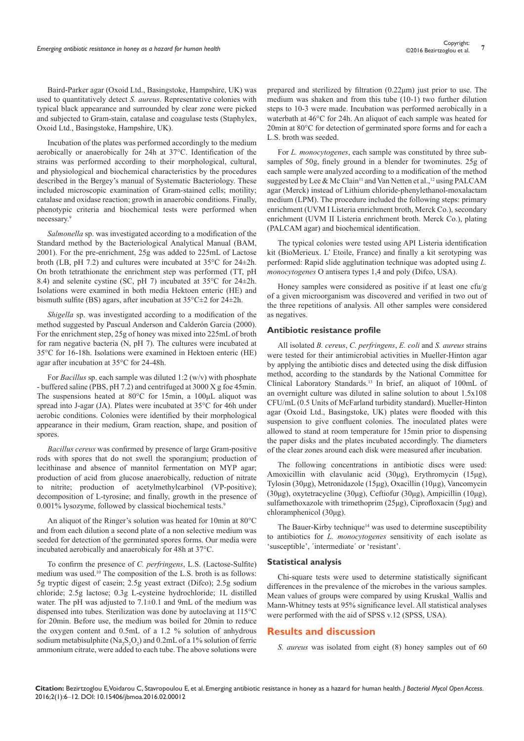Baird-Parker agar (Oxoid Ltd., Basingstoke, Hampshire, UK) was used to quantitatively detect *S. aureus*. Representative colonies with typical black appearance and surrounded by clear zone were picked and subjected to Gram-stain, catalase and coagulase tests (Staphylex, Oxoid Ltd., Basingstoke, Hampshire, UK).

Incubation of the plates was performed accordingly to the medium aerobically or anaerobically for 24h at 37°C. Identification of the strains was performed according to their morphological, cultural, and physiological and biochemical characteristics by the procedures described in the Bergey's manual of Systematic Bacteriology. These included microscopic examination of Gram-stained cells; motility; catalase and oxidase reaction; growth in anaerobic conditions. Finally, phenotypic criteria and biochemical tests were performed when necessary.[9]

*Salmonella* sp. was investigated according to a modification of the Standard method by the Bacteriological Analytical Manual (BAM, 2001). For the pre-enrichment, 25g was added to 225mL of Lactose broth (LB, pH 7.2) and cultures were incubated at 35°C for 24±2h. On broth tetrathionate the enrichment step was performed (TT, pH 8.4) and selenite cystine (SC, pH 7) incubated at 35°C for 24±2h. Isolations were examined in both media Hektoen enteric (HE) and bismuth sulfite (BS) agars, after incubation at 35°C±2 for 24±2h.

*Shigella* sp. was investigated according to a modification of the method suggested by Pascual Anderson and Calderón Garcia (2000). For the enrichment step, 25g of honey was mixed into 225mL of broth for ram negative bacteria (N, pH 7). The cultures were incubated at 35°C for 16-18h. Isolations were examined in Hektoen enteric (HE) agar after incubation at 35°C for 24-48h.

For *Bacillus* sp. each sample was diluted 1:2 (w/v) with phosphate - buffered saline (PBS, pH 7.2) and centrifuged at 3000 X g foe 45min. The suspensions heated at 80°C for 15min, a 100μL aliquot was spread into J-agar (JA). Plates were incubated at 35°C for 46h under aerobic conditions. Colonies were identified by their morphological appearance in their medium, Gram reaction, shape, and position of spores.

*Bacillus cereus* was confirmed by presence of large Gram-positive rods with spores that do not swell the sporangium; production of lecithinase and absence of mannitol fermentation on MYP agar; production of acid from glucose anaerobically, reduction of nitrate to nitrite; production of acetylmethylcarbinol (VP-positive); decomposition of L-tyrosine; and finally, growth in the presence of 0.001% lysozyme, followed by classical biochemical tests.[9]

An aliquot of the Ringer's solution was heated for 10min at 80°C and from each dilution a second plate of a non selective medium was seeded for detection of the germinated spores forms. Our media were incubated aerobically and anaerobicaly for 48h at 37°C.

To confirm the presence of *C. perfringens*, L.S. (Lactose-Sulfite) medium was used.[10] The composition of the L.S. broth is as follows: 5g tryptic digest of casein; 2.5g yeast extract (Difco); 2.5g sodium chloride; 2.5g lactose; 0.3g L-cysteine hydrochloride; 1L distilled water. The pH was adjusted to 7.1±0.1 and 9mL of the medium was dispensed into tubes. Sterilization was done by autoclaving at 115°C for 20min. Before use, the medium was boiled for 20min to reduce the oxygen content and 0.5mL of a 1.2 % solution of anhydrous sodium metabisulphite ($Na_2S_2O_2$) and 0.2mL of a 1% solution of ferric ammonium citrate, were added to each tube. The above solutions were prepared and sterilized by filtration (0.22μm) just prior to use. The medium was shaken and from this tube (10-1) two further dilution steps to 10-3 were made. Incubation was performed aerobically in a waterbath at 46°C for 24h. An aliquot of each sample was heated for 20min at 80°C for detection of germinated spore forms and for each a L.S. broth was seeded.

For *L. monocytogenes*, each sample was constituted by three sub-samples of 50g, finely ground in a blender for twominutes. 25g of each sample were analyzed according to a modification of the method suggested by Lee & Mc Clain[11] and Van Netten et al.,[12] using PALCAM agar (Merck) instead of Lithium chloride-phenylethanol-moxalactam medium (LPM). The procedure included the following steps: primary enrichment (UVM I Listeria enrichment broth, Merck Co.), secondary enrichment (UVM II Listeria enrichment broth. Merck Co.), plating (PALCAM agar) and biochemical identification.

The typical colonies were tested using API Listeria identification kit (BioMerieux. L' Etoile, France) and finally a kit serotyping was performed: Rapid slide agglutination technique was adopted using *L. monocytogenes* O antisera types 1,4 and poly (Difco, USA).

Honey samples were considered as positive if at least one cfu/g of a given microorganism was discovered and verified in two out of the three repetitions of analysis. All other samples were considered as negatives.

### Antibiotic resistance profile

All isolated *B. cereus*, *C. perfringens*, *E. coli* and *S. aureus* strains were tested for their antimicrobial activities in Mueller-Hinton agar by applying the antibiotic discs and detected using the disk diffusion method, according to the standards by the National Committee for Clinical Laboratory Standards.[13] In brief, an aliquot of 100mL of an overnight culture was diluted in saline solution to about 1.5x108 CFU/mL (0.5 Units of McFarland turbidity standard). Mueller-Hinton agar (Oxoid Ltd., Basingstoke, UK) plates were flooded with this suspension to give confluent colonies. The inoculated plates were allowed to stand at room temperature for 15min prior to dispensing the paper disks and the plates incubated accordingly. The diameters of the clear zones around each disk were measured after incubation.

The following concentrations in antibiotic discs were used: Amoxicillin with clavulanic acid (30μg), Erythromycin (15μg), Tylosin (30μg), Metronidazole (15μg), Oxacillin (10μg), Vancomycin (30μg), oxytetracycline (30μg), Ceftiofur (30μg), Ampicillin (10μg), sulfamethoxazole with trimethoprim (25μg), Ciprofloxacin (5μg) and chloramphenicol (30μg).

The Bauer-Kirby technique[14] was used to determine susceptibility to antibiotics for *L. monocytogenes* sensitivity of each isolate as 'susceptible', ´intermediate´ or 'resistant'.

### Statistical analysis

Chi-square tests were used to determine statistically significant differences in the prevalence of the microbes in the various samples. Mean values of groups were compared by using Kruskal_Wallis and Mann-Whitney tests at 95% significance level. All statistical analyses were performed with the aid of SPSS v.12 (SPSS, USA).

## Results and discussion

*S. aureus* was isolated from eight (8) honey samples out of 60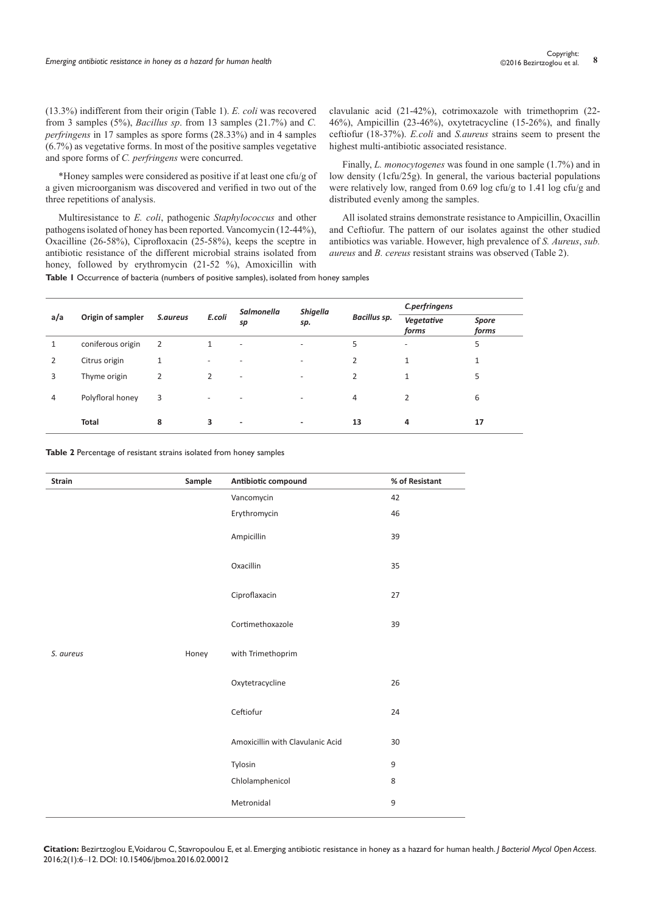(13.3%) indifferent from their origin (Table 1). *E. coli* was recovered from 3 samples (5%), *Bacillus sp*. from 13 samples (21.7%) and *C. perfringens* in 17 samples as spore forms (28.33%) and in 4 samples (6.7%) as vegetative forms. In most of the positive samples vegetative and spore forms of *C. perfringens* were concurred.

*Honey samples were considered as positive if at least one cfu/g of a given microorganism was discovered and verified in two out of the three repetitions of analysis.

Multiresistance to *E. coli*, pathogenic *Staphylococcus* and other pathogens isolated of honey has been reported. Vancomycin (12-44%), Oxacilline (26-58%), Ciprofloxacin (25-58%), keeps the sceptre in antibiotic resistance of the different microbial strains isolated from honey, followed by erythromycin (21-52 %), Amoxicillin with clavulanic acid (21-42%), cotrimoxazole with trimethoprim (22-46%), Ampicillin (23-46%), oxytetracycline (15-26%), and finally ceftiofur (18-37%). *E.coli* and *S.aureus* strains seem to present the highest multi-antibiotic associated resistance.

Finally, *L. monocytogenes* was found in one sample (1.7%) and in low density (1cfu/25g). In general, the various bacterial populations were relatively low, ranged from 0.69 log cfu/g to 1.41 log cfu/g and distributed evenly among the samples.

All isolated strains demonstrate resistance to Ampicillin, Oxacillin and Ceftiofur. The pattern of our isolates against the other studied antibiotics was variable. However, high prevalence of *S. Aureus*, *sub. aureus* and *B. cereus* resistant strains was observed (Table 2).

**Table 1** Occurrence of bacteria (numbers of positive samples), isolated from honey samples

| a/a | Origin of sampler | *S.aureus* | *E.coli* | *Salmonella sp* | *Shigella sp.* | *Bacillus sp.* | *C.perfringens* | |
|---|---|---|---|---|---|---|---|---|
| | | | | | | | *Vegetative forms* | *Spore forms* |
| 1 | coniferous origin | 2 | 1 | - | - | 5 | - | 5 |
| 2 | Citrus origin | 1 | - | - | - | 2 | 1 | 1 |
| 3 | Thyme origin | 2 | 2 | - | - | 2 | 1 | 5 |
| 4 | Polyfloral honey | 3 | - | - | - | 4 | 2 | 6 |
| | **Total** | **8** | **3** | **-** | **-** | **13** | **4** | **17** |

**Table 2** Percentage of resistant strains isolated from honey samples

| Strain | Sample | Antibiotic compound | % of Resistant |
|---|---|---|---|
| | | Vancomycin | 42 |
| | | Erythromycin | 46 |
| | | Ampicillin | 39 |
| | | Oxacillin | 35 |
| | | Ciproflaxacin | 27 |
| | | Cortimethoxazole | 39 |
| *S. aureus* | Honey | with Trimethoprim | |
| | | Oxytetracycline | 26 |
| | | Ceftiofur | 24 |
| | | Amoxicillin with Clavulanic Acid | 30 |
| | | Tylosin | 9 |
| | | Chlolamphenicol | 8 |
| | | Metronidal | 9 |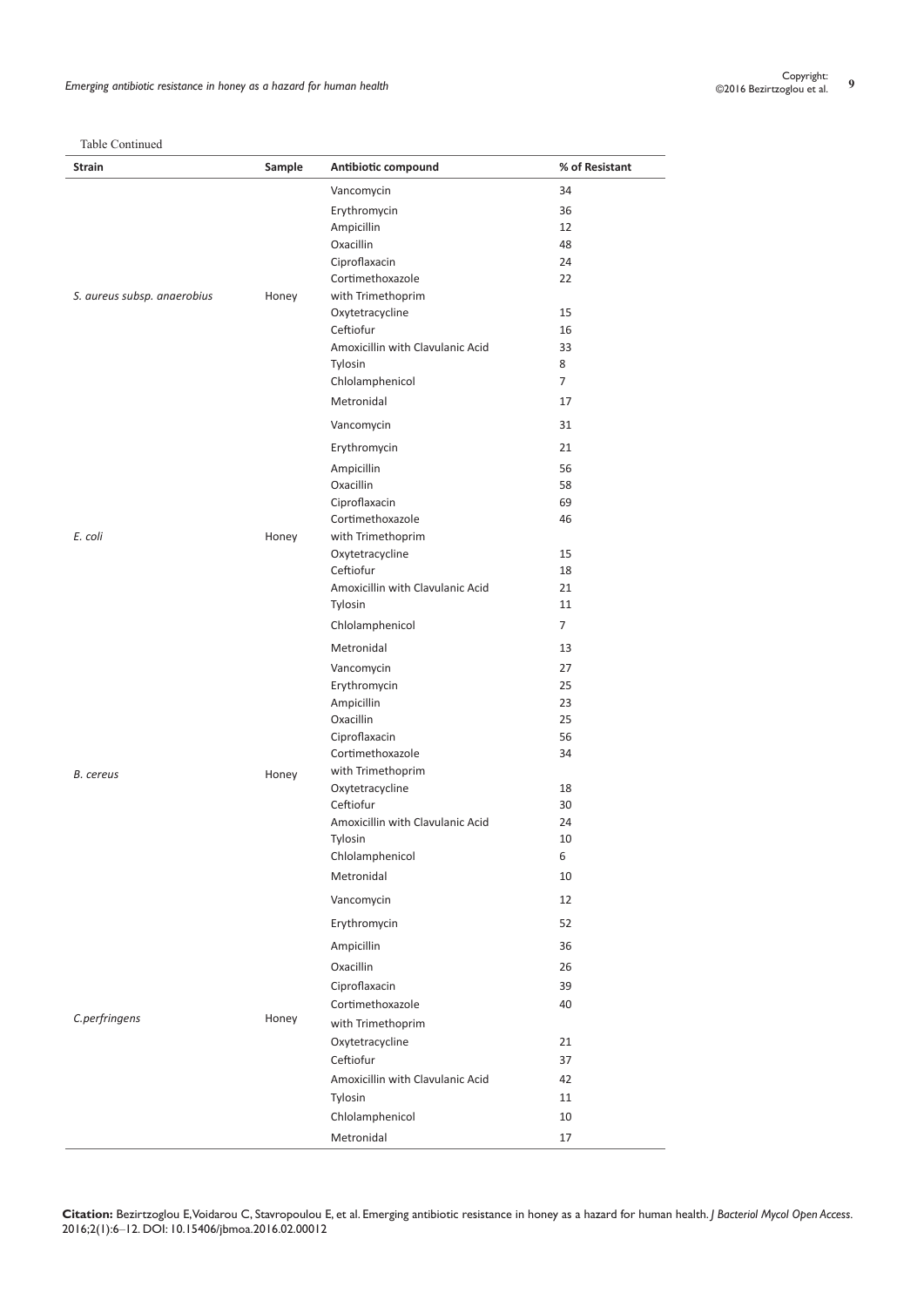Table Continued

| Strain | Sample | Antibiotic compound | % of Resistant |
|---|---|---|---|
| *S. aureus subsp. anaerobius* | Honey | Vancomycin | 34 |
| | | Erythromycin | 36 |
| | | Ampicillin | 12 |
| | | Oxacillin | 48 |
| | | Ciproflaxacin | 24 |
| | | Cortimethoxazole with Trimethoprim | 22 |
| | | Oxytetracycline | 15 |
| | | Ceftiofur | 16 |
| | | Amoxicillin with Clavulanic Acid | 33 |
| | | Tylosin | 8 |
| | | Chlolamphenicol | 7 |
| | | Metronidal | 17 |
| *E. coli* | Honey | Vancomycin | 31 |
| | | Erythromycin | 21 |
| | | Ampicillin | 56 |
| | | Oxacillin | 58 |
| | | Ciproflaxacin | 69 |
| | | Cortimethoxazole with Trimethoprim | 46 |
| | | Oxytetracycline | 15 |
| | | Ceftiofur | 18 |
| | | Amoxicillin with Clavulanic Acid | 21 |
| | | Tylosin | 11 |
| | | Chlolamphenicol | 7 |
| | | Metronidal | 13 |
| *B. cereus* | Honey | Vancomycin | 27 |
| | | Erythromycin | 25 |
| | | Ampicillin | 23 |
| | | Oxacillin | 25 |
| | | Ciproflaxacin | 56 |
| | | Cortimethoxazole with Trimethoprim | 34 |
| | | Oxytetracycline | 18 |
| | | Ceftiofur | 30 |
| | | Amoxicillin with Clavulanic Acid | 24 |
| | | Tylosin | 10 |
| | | Chlolamphenicol | 6 |
| | | Metronidal | 10 |
| *C.perfringens* | Honey | Vancomycin | 12 |
| | | Erythromycin | 52 |
| | | Ampicillin | 36 |
| | | Oxacillin | 26 |
| | | Ciproflaxacin | 39 |
| | | Cortimethoxazole with Trimethoprim | 40 |
| | | Oxytetracycline | 21 |
| | | Ceftiofur | 37 |
| | | Amoxicillin with Clavulanic Acid | 42 |
| | | Tylosin | 11 |
| | | Chlolamphenicol | 10 |
| | | Metronidal | 17 |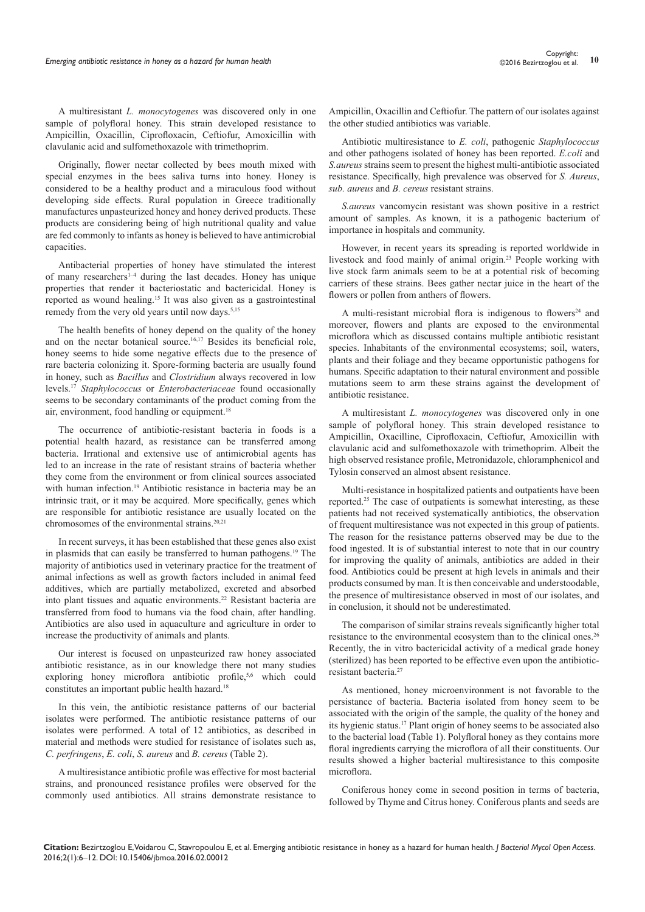A multiresistant *L. monocytogenes* was discovered only in one sample of polyfloral honey. This strain developed resistance to Ampicillin, Oxacillin, Ciprofloxacin, Ceftiofur, Amoxicillin with clavulanic acid and sulfomethoxazole with trimethoprim.

Originally, flower nectar collected by bees mouth mixed with special enzymes in the bees saliva turns into honey. Honey is considered to be a healthy product and a miraculous food without developing side effects. Rural population in Greece traditionally manufactures unpasteurized honey and honey derived products. These products are considering being of high nutritional quality and value are fed commonly to infants as honey is believed to have antimicrobial capacities.

Antibacterial properties of honey have stimulated the interest of many researchers[1–4] during the last decades. Honey has unique properties that render it bacteriostatic and bactericidal. Honey is reported as wound healing.[15] It was also given as a gastrointestinal remedy from the very old years until now days.[5,15]

The health benefits of honey depend on the quality of the honey and on the nectar botanical source.[16,17] Besides its beneficial role, honey seems to hide some negative effects due to the presence of rare bacteria colonizing it. Spore-forming bacteria are usually found in honey, such as *Bacillus* and *Clostridium* always recovered in low levels.[17] *Staphylococcus* or *Enterobacteriaceae* found occasionally seems to be secondary contaminants of the product coming from the air, environment, food handling or equipment.[18]

The occurrence of antibiotic-resistant bacteria in foods is a potential health hazard, as resistance can be transferred among bacteria. Irrational and extensive use of antimicrobial agents has led to an increase in the rate of resistant strains of bacteria whether they come from the environment or from clinical sources associated with human infection.[19] Antibiotic resistance in bacteria may be an intrinsic trait, or it may be acquired. More specifically, genes which are responsible for antibiotic resistance are usually located on the chromosomes of the environmental strains.[20,21]

In recent surveys, it has been established that these genes also exist in plasmids that can easily be transferred to human pathogens.[19] The majority of antibiotics used in veterinary practice for the treatment of animal infections as well as growth factors included in animal feed additives, which are partially metabolized, excreted and absorbed into plant tissues and aquatic environments.[22] Resistant bacteria are transferred from food to humans via the food chain, after handling. Antibiotics are also used in aquaculture and agriculture in order to increase the productivity of animals and plants.

Our interest is focused on unpasteurized raw honey associated antibiotic resistance, as in our knowledge there not many studies exploring honey microflora antibiotic profile,[5,6] which could constitutes an important public health hazard.[18]

In this vein, the antibiotic resistance patterns of our bacterial isolates were performed. The antibiotic resistance patterns of our isolates were performed. A total of 12 antibiotics, as described in material and methods were studied for resistance of isolates such as, *C. perfringens*, *E. coli*, *S. aureus* and *B. cereus* (Table 2).

A multiresistance antibiotic profile was effective for most bacterial strains, and pronounced resistance profiles were observed for the commonly used antibiotics. All strains demonstrate resistance to Ampicillin, Oxacillin and Ceftiofur. The pattern of our isolates against the other studied antibiotics was variable.

Antibiotic multiresistance to *E. coli*, pathogenic *Staphylococcus* and other pathogens isolated of honey has been reported. *E.coli* and *S.aureus* strains seem to present the highest multi-antibiotic associated resistance. Specifically, high prevalence was observed for *S. Aureus*, *sub. aureus* and *B. cereus* resistant strains.

*S.aureus* vancomycin resistant was shown positive in a restrict amount of samples. As known, it is a pathogenic bacterium of importance in hospitals and community.

However, in recent years its spreading is reported worldwide in livestock and food mainly of animal origin.[23] People working with live stock farm animals seem to be at a potential risk of becoming carriers of these strains. Bees gather nectar juice in the heart of the flowers or pollen from anthers of flowers.

A multi-resistant microbial flora is indigenous to flowers[24] and moreover, flowers and plants are exposed to the environmental microflora which as discussed contains multiple antibiotic resistant species. Inhabitants of the environmental ecosystems; soil, waters, plants and their foliage and they became opportunistic pathogens for humans. Specific adaptation to their natural environment and possible mutations seem to arm these strains against the development of antibiotic resistance.

A multiresistant *L. monocytogenes* was discovered only in one sample of polyfloral honey. This strain developed resistance to Ampicillin, Oxacilline, Ciprofloxacin, Ceftiofur, Amoxicillin with clavulanic acid and sulfomethoxazole with trimethoprim. Albeit the high observed resistance profile, Metronidazole, chloramphenicol and Tylosin conserved an almost absent resistance.

Multi-resistance in hospitalized patients and outpatients have been reported.[25] The case of outpatients is somewhat interesting, as these patients had not received systematically antibiotics, the observation of frequent multiresistance was not expected in this group of patients. The reason for the resistance patterns observed may be due to the food ingested. It is of substantial interest to note that in our country for improving the quality of animals, antibiotics are added in their food. Antibiotics could be present at high levels in animals and their products consumed by man. It is then conceivable and understoodable, the presence of multiresistance observed in most of our isolates, and in conclusion, it should not be underestimated.

The comparison of similar strains reveals significantly higher total resistance to the environmental ecosystem than to the clinical ones.[26] Recently, the in vitro bactericidal activity of a medical grade honey (sterilized) has been reported to be effective even upon the antibiotic-resistant bacteria.[27]

As mentioned, honey microenvironment is not favorable to the persistance of bacteria. Bacteria isolated from honey seem to be associated with the origin of the sample, the quality of the honey and its hygienic status.[17] Plant origin of honey seems to be associated also to the bacterial load (Table 1). Polyfloral honey as they contains more floral ingredients carrying the microflora of all their constituents. Our results showed a higher bacterial multiresistance to this composite microflora.

Coniferous honey come in second position in terms of bacteria, followed by Thyme and Citrus honey. Coniferous plants and seeds are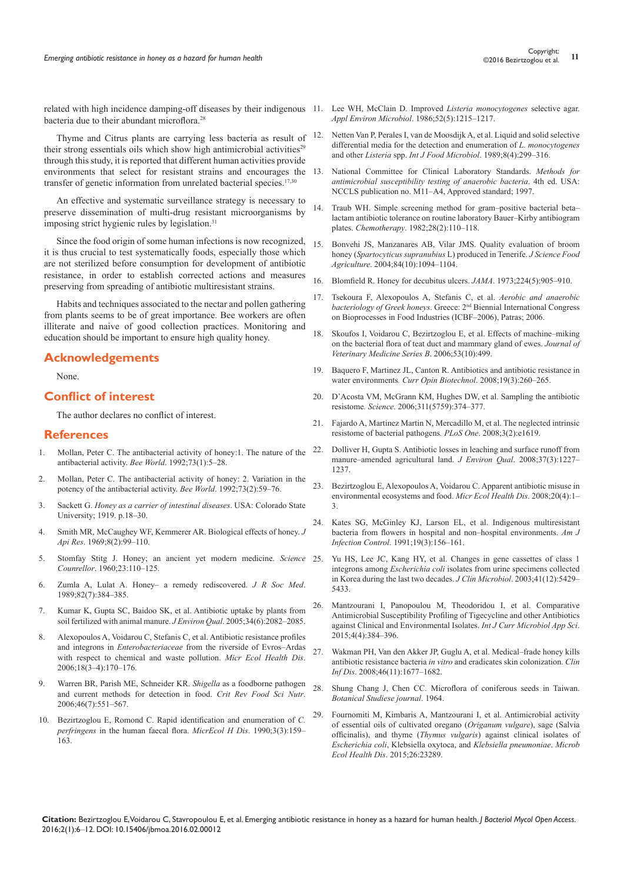related with high incidence damping-off diseases by their indigenous bacteria due to their abundant microflora.[28]

Thyme and Citrus plants are carrying less bacteria as result of their strong essentials oils which show high antimicrobial activities[29] through this study, it is reported that different human activities provide environments that select for resistant strains and encourages the transfer of genetic information from unrelated bacterial species.[17,30]

An effective and systematic surveillance strategy is necessary to preserve dissemination of multi-drug resistant microorganisms by imposing strict hygienic rules by legislation.[31]

Since the food origin of some human infections is now recognized, it is thus crucial to test systematically foods, especially those which are not sterilized before consumption for development of antibiotic resistance, in order to establish corrected actions and measures preserving from spreading of antibiotic multiresistant strains.

Habits and techniques associated to the nectar and pollen gathering from plants seems to be of great importance. Bee workers are often illiterate and naive of good collection practices. Monitoring and education should be important to ensure high quality honey.

## Acknowledgements

None.

## Conflict of interest

The author declares no conflict of interest.

## References

1. Mollan, Peter C. The antibacterial activity of honey:1. The nature of the antibacterial activity. *Bee World*. 1992;73(1):5–28.
2. Mollan, Peter C. The antibacterial activity of honey: 2. Variation in the potency of the antibacterial activity. *Bee World*. 1992;73(2):59–76.
3. Sackett G. *Honey as a carrier of intestinal diseases*. USA: Colorado State University; 1919. p.18–30.
4. Smith MR, McCaughey WF, Kemmerer AR. Biological effects of honey. *J Api Res*. 1969;8(2):99–110.
5. Stomfay Stitg J. Honey; an ancient yet modern medicine. *Science Counrellor*. 1960;23:110–125.
6. Zumla A, Lulat A. Honey– a remedy rediscovered. *J R Soc Med*. 1989;82(7):384–385.
7. Kumar K, Gupta SC, Baidoo SK, et al. Antibiotic uptake by plants from soil fertilized with animal manure. *J Environ Qual*. 2005;34(6):2082–2085.
8. Alexopoulos A, Voidarou C, Stefanis C, et al. Antibiotic resistance profiles and integrons in *Enterobacteriaceae* from the riverside of Evros–Ardas with respect to chemical and waste pollution. *Micr Ecol Health Dis*. 2006;18(3–4):170–176.
9. Warren BR, Parish ME, Schneider KR. *Shigella* as a foodborne pathogen and current methods for detection in food. *Crit Rev Food Sci Nutr*. 2006;46(7):551–567.
10. Bezirtzoglou E, Romond C. Rapid identification and enumeration of *C. perfringens* in the human faecal flora. *MicrEcol H Dis*. 1990;3(3):159–163.
11. Lee WH, McClain D. Improved *Listeria monocytogenes* selective agar. *Appl Environ Microbiol*. 1986;52(5):1215–1217.
12. Netten Van P, Perales I, van de Moosdijk A, et al. Liquid and solid selective differential media for the detection and enumeration of *L. monocytogenes* and other *Listeria* spp. *Int J Food Microbiol*. 1989;8(4):299–316.
13. National Committee for Clinical Laboratory Standards. *Methods for antimicrobial susceptibility testing of anaerobic bacteria*. 4th ed. USA: NCCLS publication no. M11–A4, Approved standard; 1997.
14. Traub WH. Simple screening method for gram–positive bacterial beta–lactam antibiotic tolerance on routine laboratory Bauer–Kirby antibiogram plates. *Chemotherapy*. 1982;28(2):110–118.
15. Bonvehi JS, Manzanares AB, Vilar JMS. Quality evaluation of broom honey (*Spartocytisus supranubius* L) produced in Tenerife. *J Science Food Agriculture*. 2004;84(10):1094–1104.
16. Blomfield R. Honey for decubitus ulcers. *JAMA*. 1973;224(5):905–910.
17. Tsekoura F, Alexopoulos A, Stefanis C, et al. *Aerobic and anaerobic bacteriology of Greek honeys*. Greece: 2nd Biennial International Congress on Bioprocesses in Food Industries (ICBF–2006), Patras; 2006.
18. Skoufos I, Voidarou C, Bezirtzoglou E, et al. Effects of machine–miking on the bacterial flora of teat duct and mammary gland of ewes. *Journal of Veterinary Medicine Series B*. 2006;53(10):499.
19. Baquero F, Martinez JL, Canton R. Antibiotics and antibiotic resistance in water environments. *Curr Opin Biotechnol*. 2008;19(3):260–265.
20. D'Acosta VM, McGrann KM, Hughes DW, et al. Sampling the antibiotic resistome. *Science*. 2006;311(5759):374–377.
21. Fajardo A, Martinez Martin N, Mercadillo M, et al. The neglected intrinsic resistome of bacterial pathogens. *PLoS One*. 2008;3(2):e1619.
22. Dolliver H, Gupta S. Antibiotic losses in leaching and surface runoff from manure–amended agricultural land. *J Environ Qual*. 2008;37(3):1227–1237.
23. Bezirtzoglou E, Alexopoulos A, Voidarou C. Apparent antibiotic misuse in environmental ecosystems and food. *Micr Ecol Health Dis*. 2008;20(4):1–3.
24. Kates SG, McGinley KJ, Larson EL, et al. Indigenous multiresistant bacteria from flowers in hospital and non–hospital environments. *Am J Infection Control*. 1991;19(3):156–161.
25. Yu HS, Lee JC, Kang HY, et al. Changes in gene cassettes of class 1 integrons among *Escherichia coli* isolates from urine specimens collected in Korea during the last two decades. *J Clin Microbiol*. 2003;41(12):5429–5433.
26. Mantzourani I, Panopoulou M, Theodoridou I, et al. Comparative Antimicrobial Susceptibility Profiling of Tigecycline and other Antibiotics against Clinical and Environmental Isolates. *Int J Curr Microbiol App Sci*. 2015;4(4):384–396.
27. Wakman PH, Van den Akker JP, Guglu A, et al. Medical–frade honey kills antibiotic resistance bacteria *in vitro* and eradicates skin colonization. *Clin Inf Dis*. 2008;46(11):1677–1682.
28. Shung Chang J, Chen CC. Microflora of coniferous seeds in Taiwan. *Botanical Studiese journal*. 1964.
29. Fournomiti M, Kimbaris A, Mantzourani I, et al. Antimicrobial activity of essential oils of cultivated oregano (*Origanum vulgare*), sage (Salvia officinalis), and thyme (*Thymus vulgaris*) against clinical isolates of *Escherichia coli*, Klebsiella oxytoca, and *Klebsiella pneumoniae*. *Microb Ecol Health Dis*. 2015;26:23289.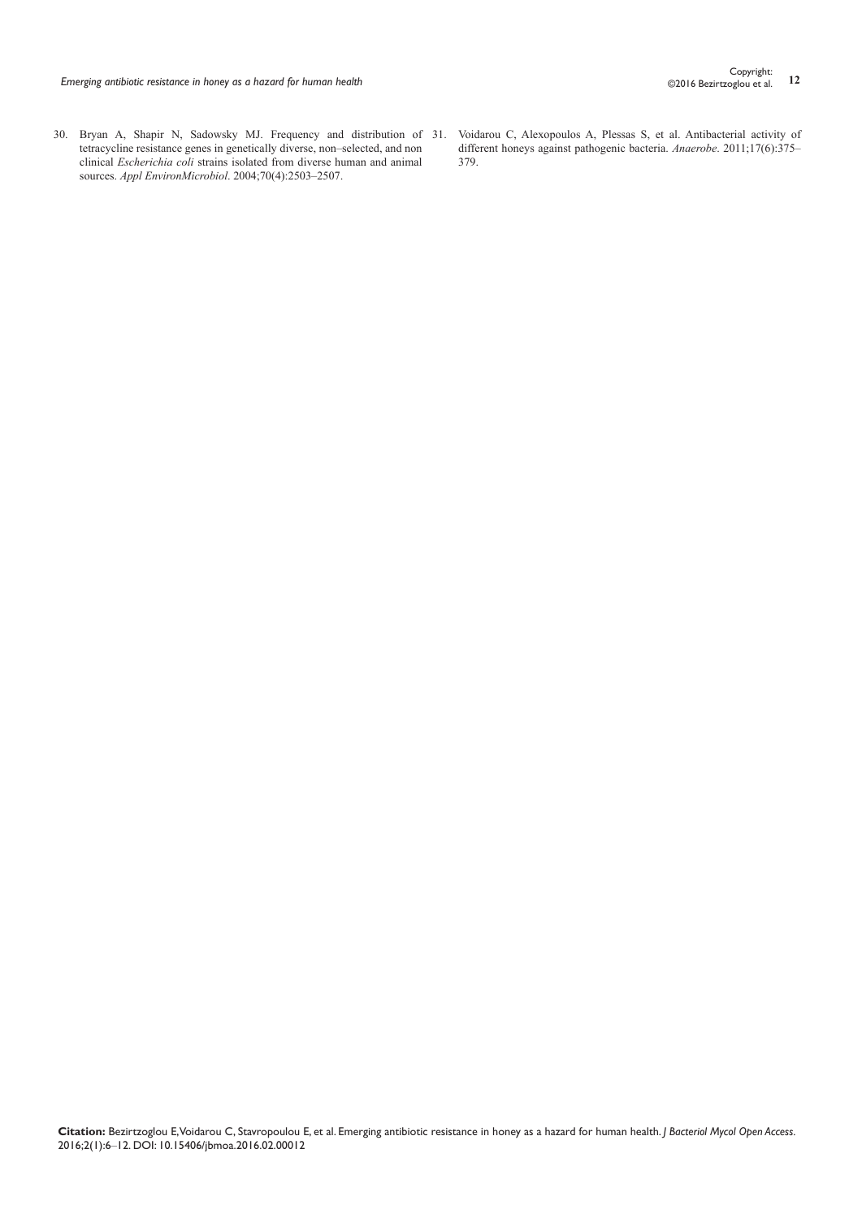30. Bryan A, Shapir N, Sadowsky MJ. Frequency and distribution of tetracycline resistance genes in genetically diverse, non–selected, and non clinical *Escherichia coli* strains isolated from diverse human and animal sources. *Appl EnvironMicrobiol*. 2004;70(4):2503–2507.
31. Voidarou C, Alexopoulos A, Plessas S, et al. Antibacterial activity of different honeys against pathogenic bacteria. *Anaerobe*. 2011;17(6):375–379.